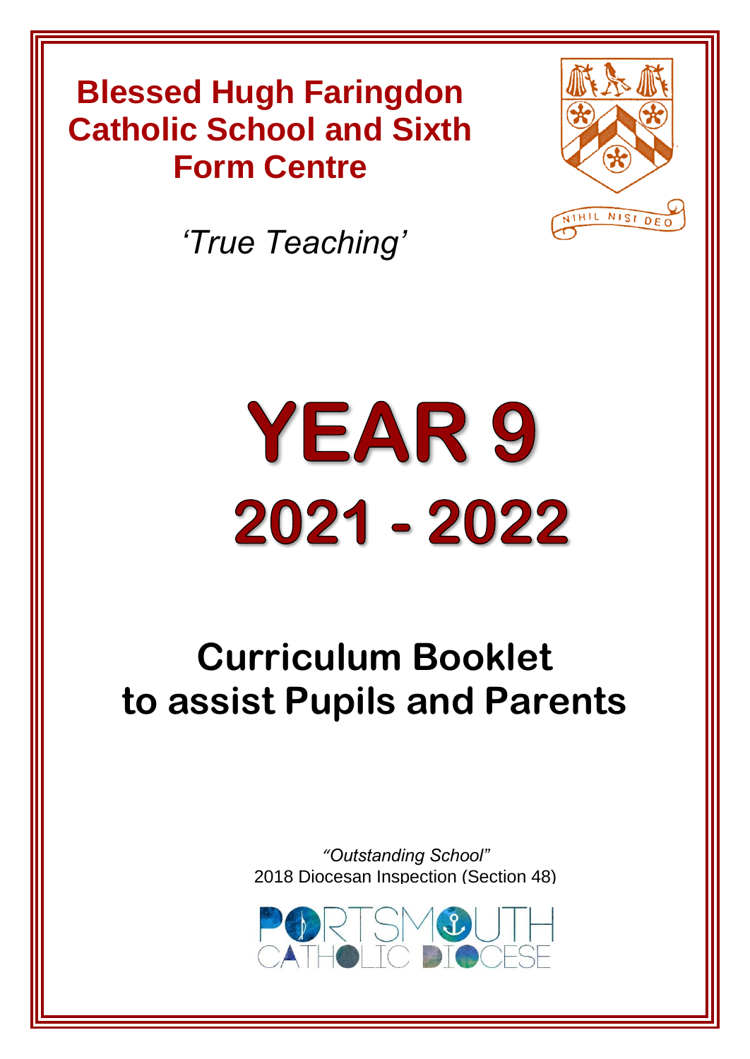# Blessed Hugh Faringdon Catholic School and Sixth Form Centre

*'True Teaching'*

NIHIL NISI DEO

# YEAR 9
# 2021 - 2022

## Curriculum Booklet to assist Pupils and Parents

*"Outstanding School"*
2018 Diocesan Inspection (Section 48)

PORTSMOUTH CATHOLIC DIOCESE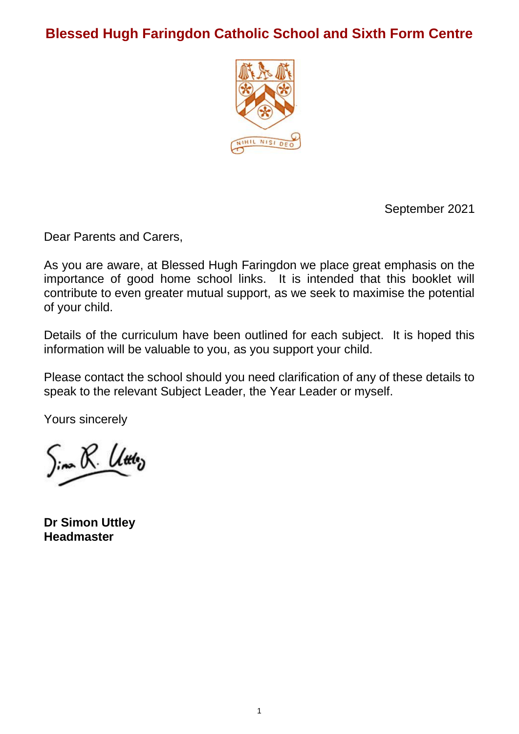# Blessed Hugh Faringdon Catholic School and Sixth Form Centre

September 2021

Dear Parents and Carers,

As you are aware, at Blessed Hugh Faringdon we place great emphasis on the importance of good home school links. It is intended that this booklet will contribute to even greater mutual support, as we seek to maximise the potential of your child.

Details of the curriculum have been outlined for each subject. It is hoped this information will be valuable to you, as you support your child.

Please contact the school should you need clarification of any of these details to speak to the relevant Subject Leader, the Year Leader or myself.

Yours sincerely

**Dr Simon Uttley**
**Headmaster**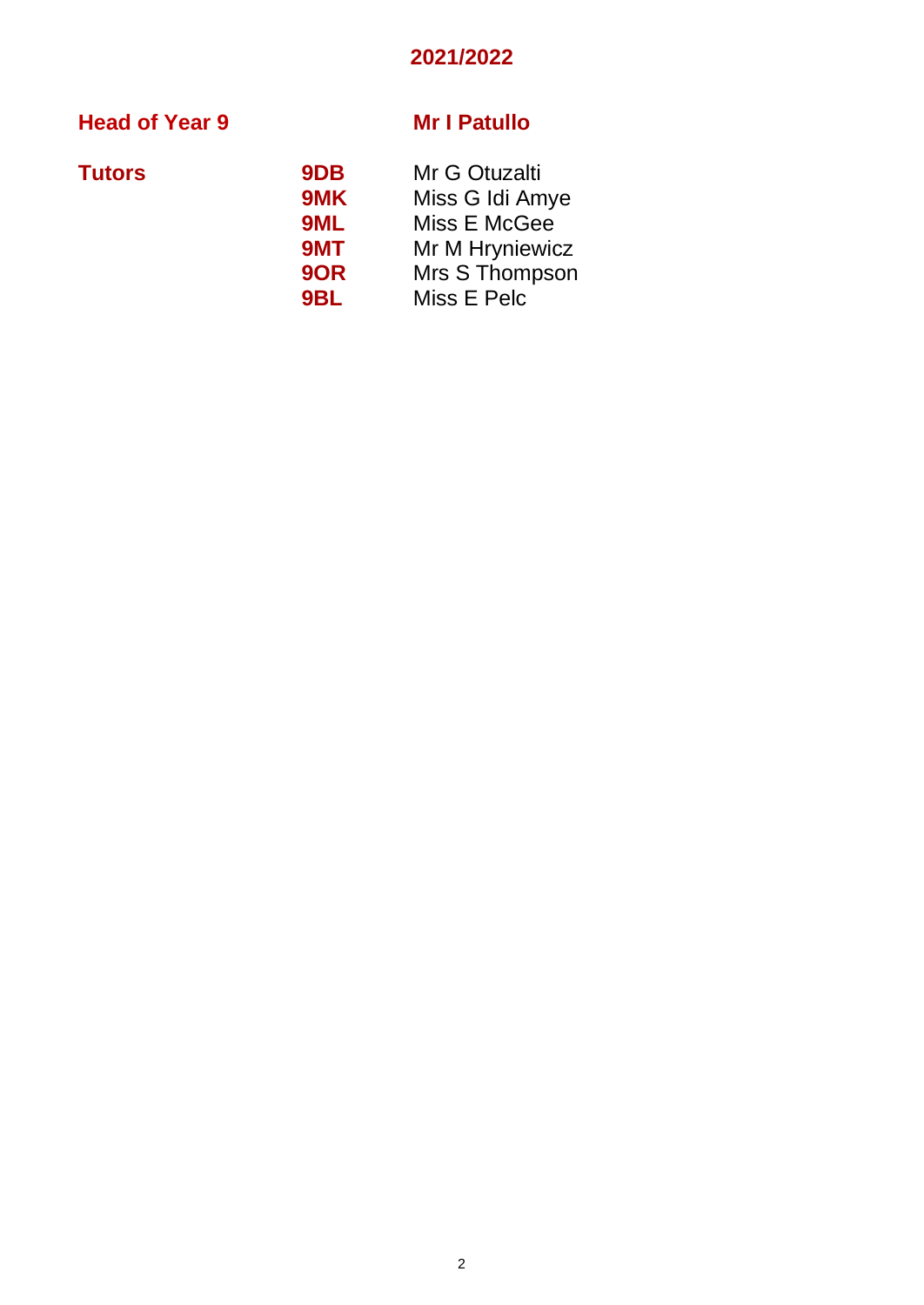## 2021/2022

**Head of Year 9** **Mr I Patullo**

**Tutors**

| | |
|---|---|
| **9DB** | Mr G Otuzalti |
| **9MK** | Miss G Idi Amye |
| **9ML** | Miss E McGee |
| **9MT** | Mr M Hryniewicz |
| **9OR** | Mrs S Thompson |
| **9BL** | Miss E Pelc |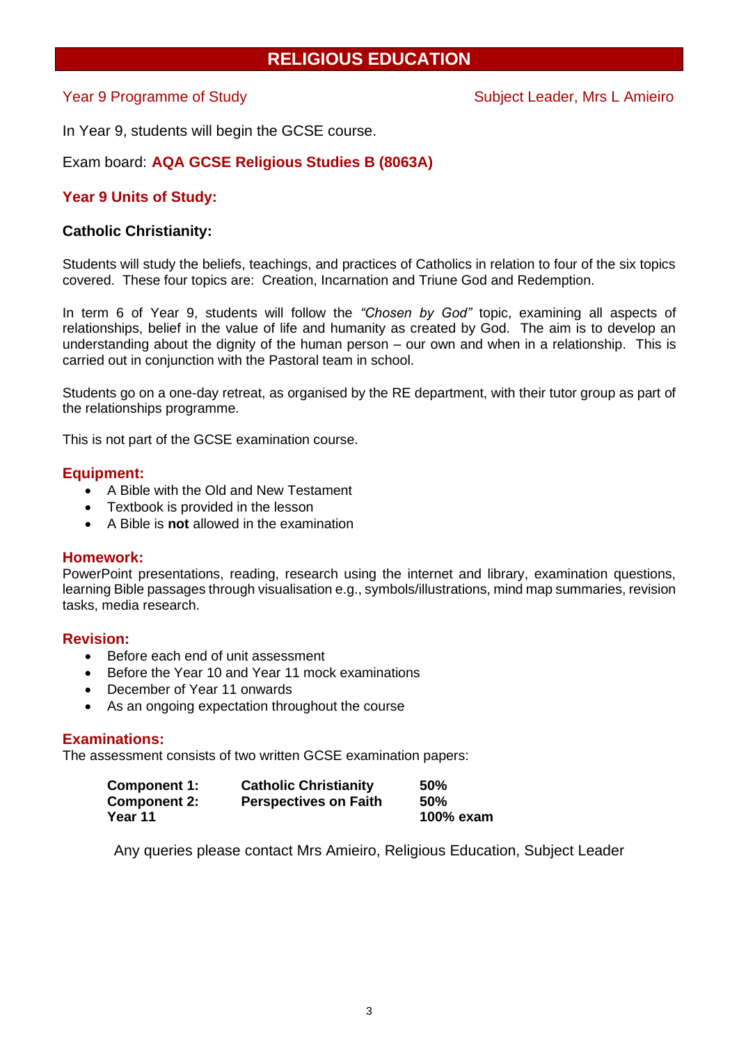# RELIGIOUS EDUCATION

Year 9 Programme of Study | Subject Leader, Mrs L Amieiro

In Year 9, students will begin the GCSE course.

Exam board: **AQA GCSE Religious Studies B (8063A)**

## Year 9 Units of Study:

### Catholic Christianity:

Students will study the beliefs, teachings, and practices of Catholics in relation to four of the six topics covered. These four topics are: Creation, Incarnation and Triune God and Redemption.

In term 6 of Year 9, students will follow the *"Chosen by God"* topic, examining all aspects of relationships, belief in the value of life and humanity as created by God. The aim is to develop an understanding about the dignity of the human person – our own and when in a relationship. This is carried out in conjunction with the Pastoral team in school.

Students go on a one-day retreat, as organised by the RE department, with their tutor group as part of the relationships programme.

This is not part of the GCSE examination course.

### Equipment:

- A Bible with the Old and New Testament
- Textbook is provided in the lesson
- A Bible is **not** allowed in the examination

### Homework:

PowerPoint presentations, reading, research using the internet and library, examination questions, learning Bible passages through visualisation e.g., symbols/illustrations, mind map summaries, revision tasks, media research.

### Revision:

- Before each end of unit assessment
- Before the Year 10 and Year 11 mock examinations
- December of Year 11 onwards
- As an ongoing expectation throughout the course

### Examinations:

The assessment consists of two written GCSE examination papers:

| | | |
|---|---|---|
| **Component 1:** | **Catholic Christianity** | **50%** |
| **Component 2:** | **Perspectives on Faith** | **50%** |
| **Year 11** | | **100% exam** |

Any queries please contact Mrs Amieiro, Religious Education, Subject Leader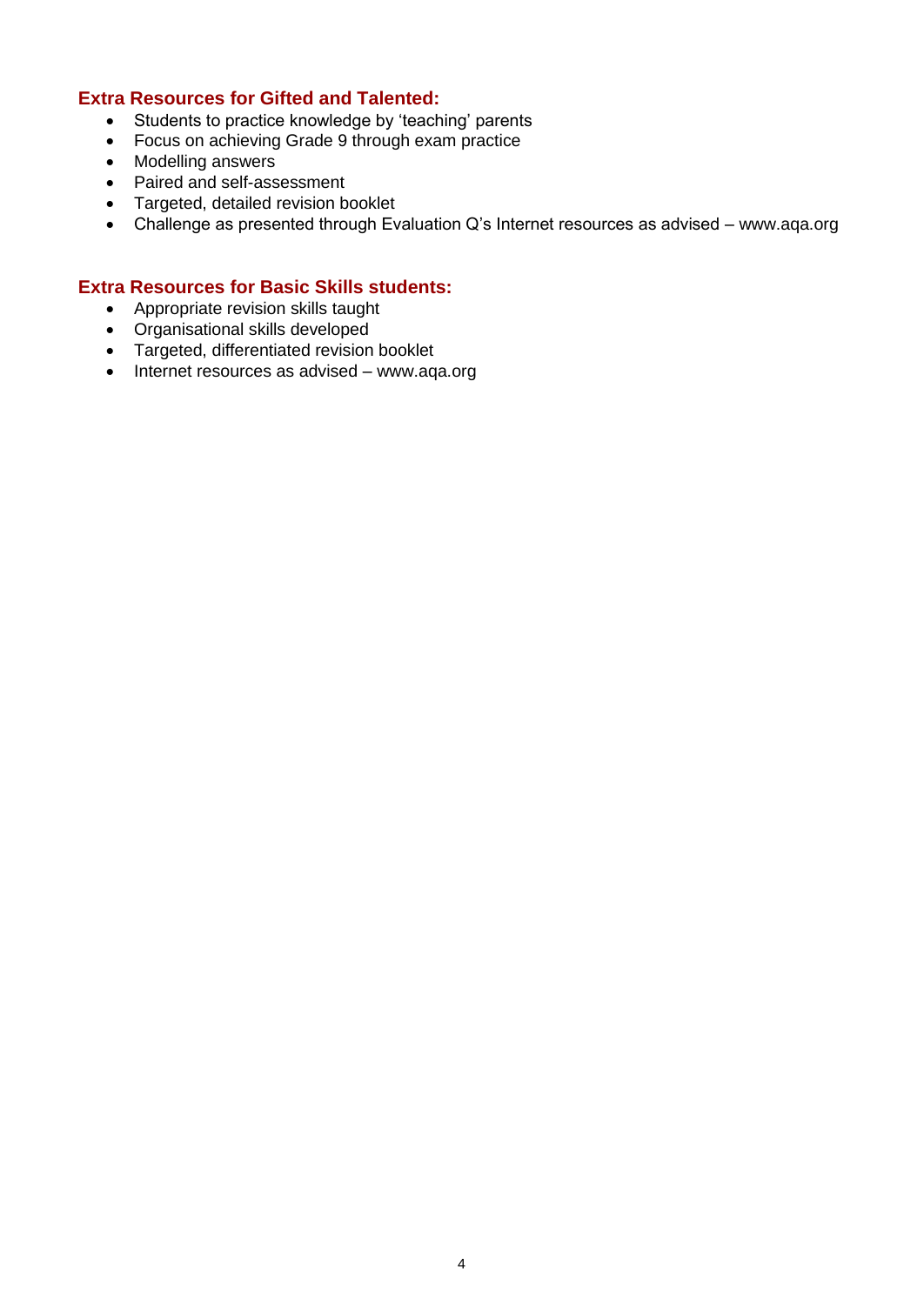### Extra Resources for Gifted and Talented:

- Students to practice knowledge by 'teaching' parents
- Focus on achieving Grade 9 through exam practice
- Modelling answers
- Paired and self-assessment
- Targeted, detailed revision booklet
- Challenge as presented through Evaluation Q's Internet resources as advised – www.aqa.org

### Extra Resources for Basic Skills students:

- Appropriate revision skills taught
- Organisational skills developed
- Targeted, differentiated revision booklet
- Internet resources as advised – www.aqa.org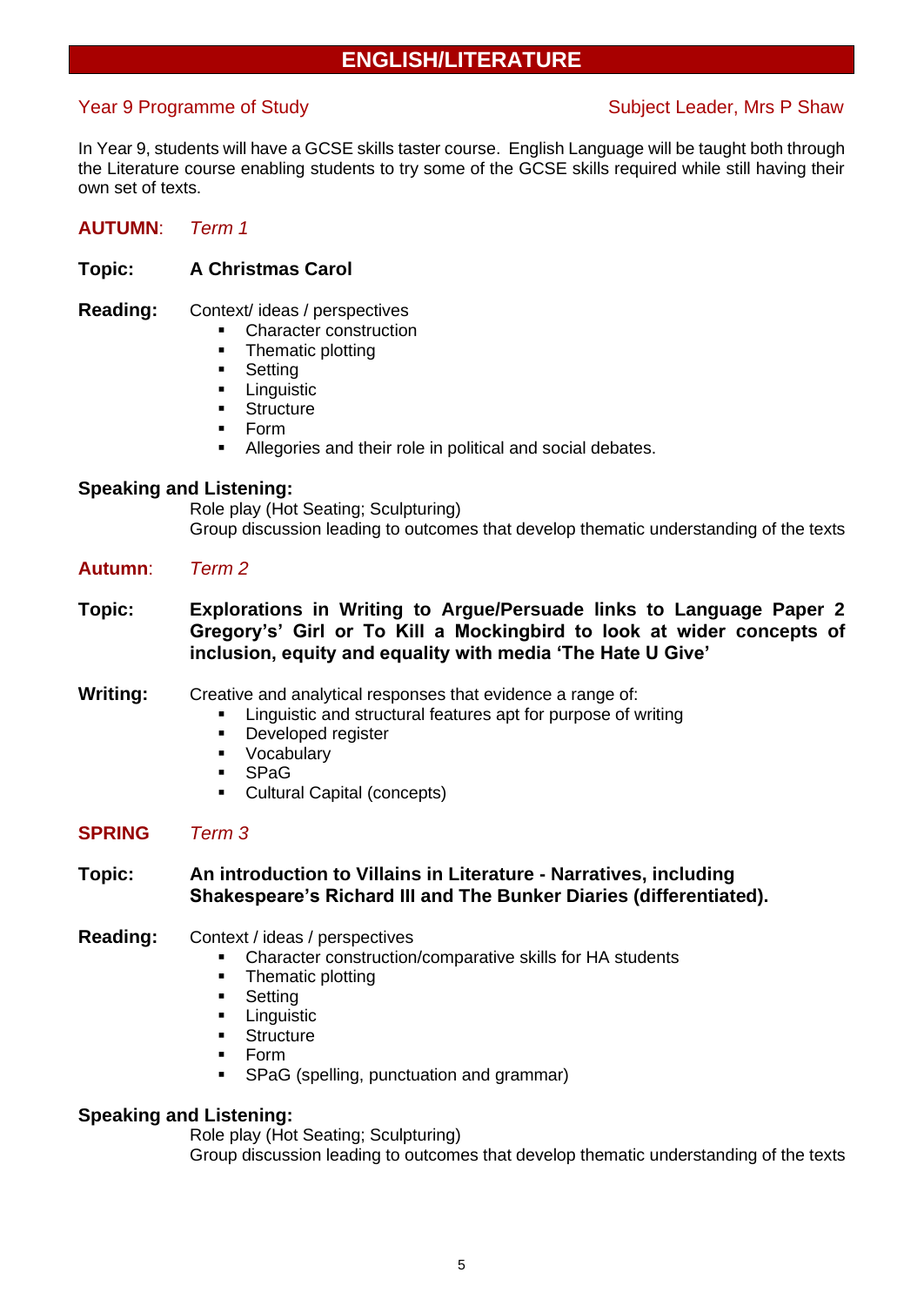# ENGLISH/LITERATURE

Year 9 Programme of Study

Subject Leader, Mrs P Shaw

In Year 9, students will have a GCSE skills taster course. English Language will be taught both through the Literature course enabling students to try some of the GCSE skills required while still having their own set of texts.

## AUTUMN: *Term 1*

**Topic:** **A Christmas Carol**

**Reading:** Context/ ideas / perspectives

- Character construction
- Thematic plotting
- Setting
- Linguistic
- Structure
- Form
- Allegories and their role in political and social debates.

**Speaking and Listening:**

Role play (Hot Seating; Sculpturing)
Group discussion leading to outcomes that develop thematic understanding of the texts

## Autumn: *Term 2*

**Topic:** **Explorations in Writing to Argue/Persuade links to Language Paper 2 Gregory's' Girl or To Kill a Mockingbird to look at wider concepts of inclusion, equity and equality with media 'The Hate U Give'**

**Writing:** Creative and analytical responses that evidence a range of:

- Linguistic and structural features apt for purpose of writing
- Developed register
- Vocabulary
- SPaG
- Cultural Capital (concepts)

## SPRING *Term 3*

**Topic:** **An introduction to Villains in Literature - Narratives, including Shakespeare's Richard III and The Bunker Diaries (differentiated).**

**Reading:** Context / ideas / perspectives

- Character construction/comparative skills for HA students
- Thematic plotting
- Setting
- Linguistic
- Structure
- Form
- SPaG (spelling, punctuation and grammar)

**Speaking and Listening:**

Role play (Hot Seating; Sculpturing)
Group discussion leading to outcomes that develop thematic understanding of the texts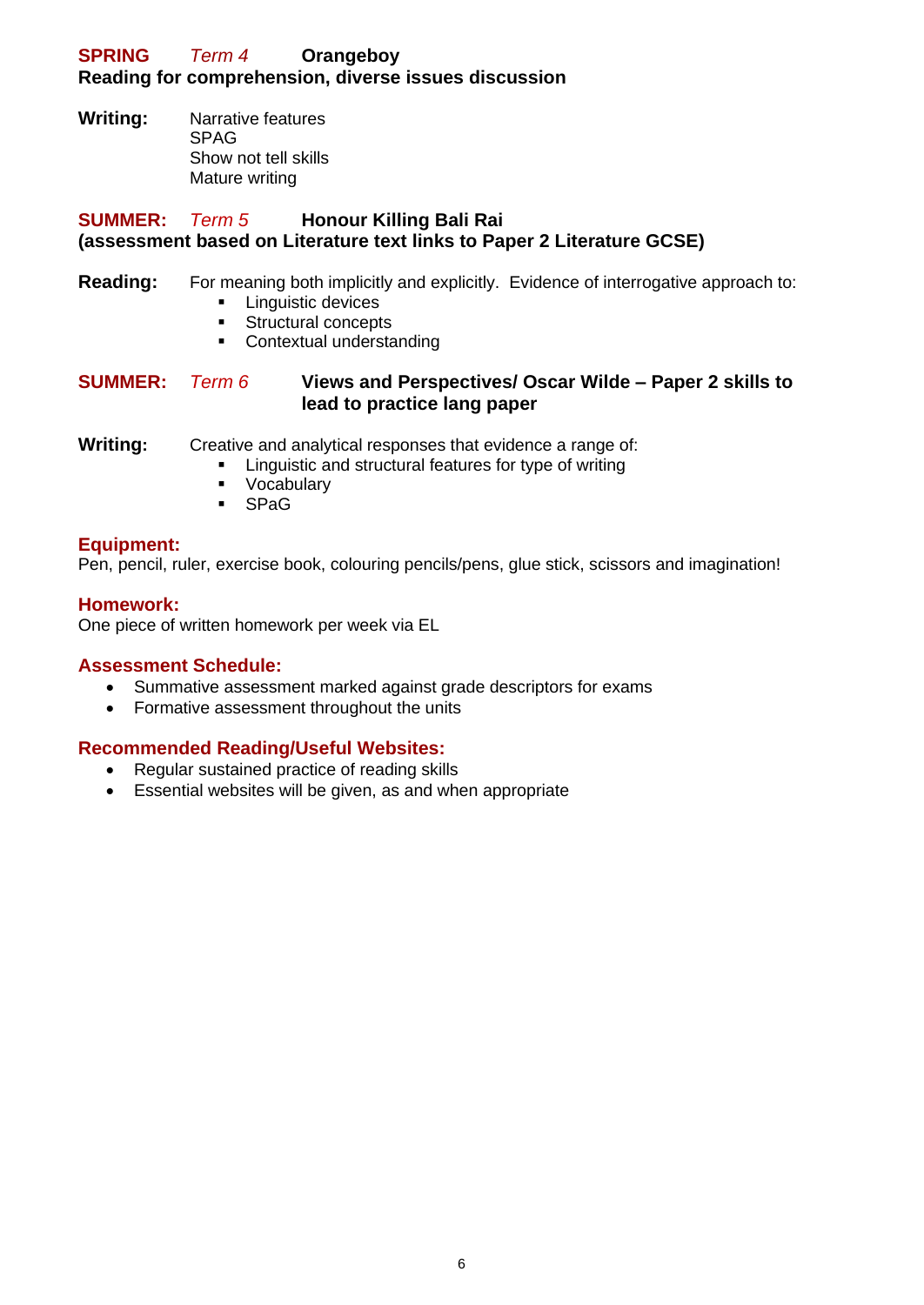**SPRING** *Term 4* **Orangeboy**
**Reading for comprehension, diverse issues discussion**

**Writing:** Narrative features
SPAG
Show not tell skills
Mature writing

**SUMMER:** *Term 5* **Honour Killing Bali Rai**
**(assessment based on Literature text links to Paper 2 Literature GCSE)**

**Reading:** For meaning both implicitly and explicitly. Evidence of interrogative approach to:

- Linguistic devices
- Structural concepts
- Contextual understanding

**SUMMER:** *Term 6* **Views and Perspectives/ Oscar Wilde – Paper 2 skills to lead to practice lang paper**

**Writing:** Creative and analytical responses that evidence a range of:

- Linguistic and structural features for type of writing
- Vocabulary
- SPaG

### Equipment:

Pen, pencil, ruler, exercise book, colouring pencils/pens, glue stick, scissors and imagination!

### Homework:

One piece of written homework per week via EL

### Assessment Schedule:

- Summative assessment marked against grade descriptors for exams
- Formative assessment throughout the units

### Recommended Reading/Useful Websites:

- Regular sustained practice of reading skills
- Essential websites will be given, as and when appropriate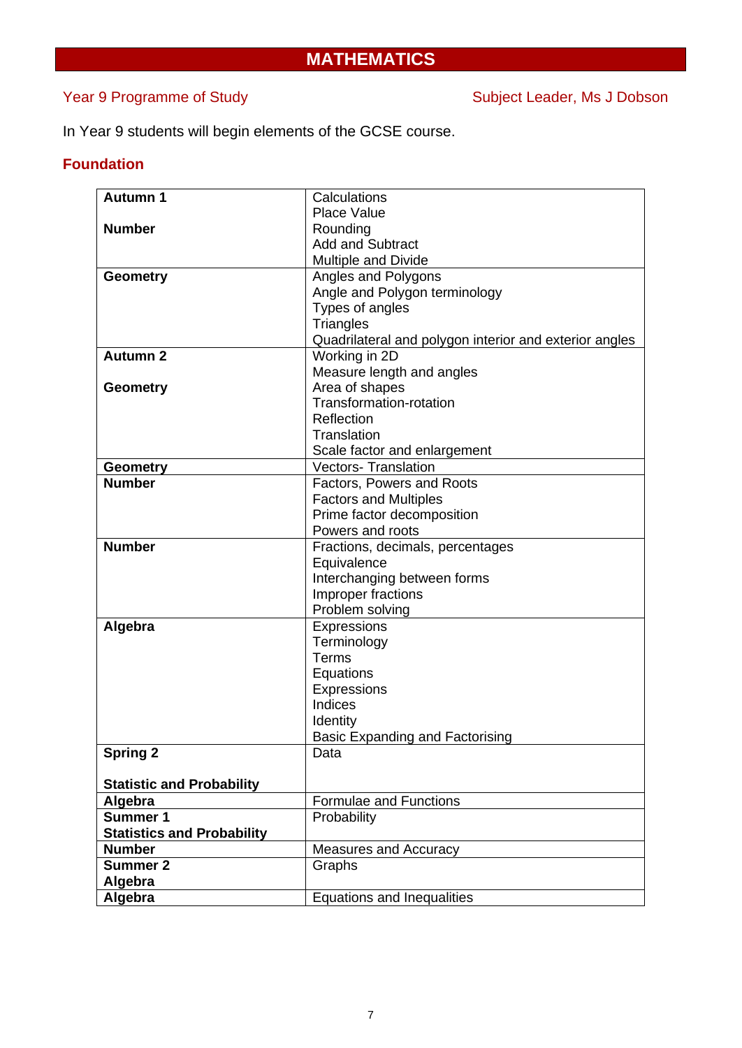# MATHEMATICS

Year 9 Programme of Study — Subject Leader, Ms J Dobson

In Year 9 students will begin elements of the GCSE course.

## Foundation

| | |
|---|---|
| **Autumn 1**<br><br>**Number** | Calculations<br>Place Value<br>Rounding<br>Add and Subtract<br>Multiple and Divide |
| **Geometry** | Angles and Polygons<br>Angle and Polygon terminology<br>Types of angles<br>Triangles<br>Quadrilateral and polygon interior and exterior angles |
| **Autumn 2**<br><br>**Geometry** | Working in 2D<br>Measure length and angles<br>Area of shapes<br>Transformation-rotation<br>Reflection<br>Translation<br>Scale factor and enlargement |
| **Geometry** | Vectors- Translation |
| **Number** | Factors, Powers and Roots<br>Factors and Multiples<br>Prime factor decomposition<br>Powers and roots |
| **Number** | Fractions, decimals, percentages<br>Equivalence<br>Interchanging between forms<br>Improper fractions<br>Problem solving |
| **Algebra** | Expressions<br>Terminology<br>Terms<br>Equations<br>Expressions<br>Indices<br>Identity<br>Basic Expanding and Factorising |
| **Spring 2**<br><br>**Statistic and Probability** | Data |
| **Algebra** | Formulae and Functions |
| **Summer 1**<br>**Statistics and Probability** | Probability |
| **Number** | Measures and Accuracy |
| **Summer 2**<br>**Algebra** | Graphs |
| **Algebra** | Equations and Inequalities |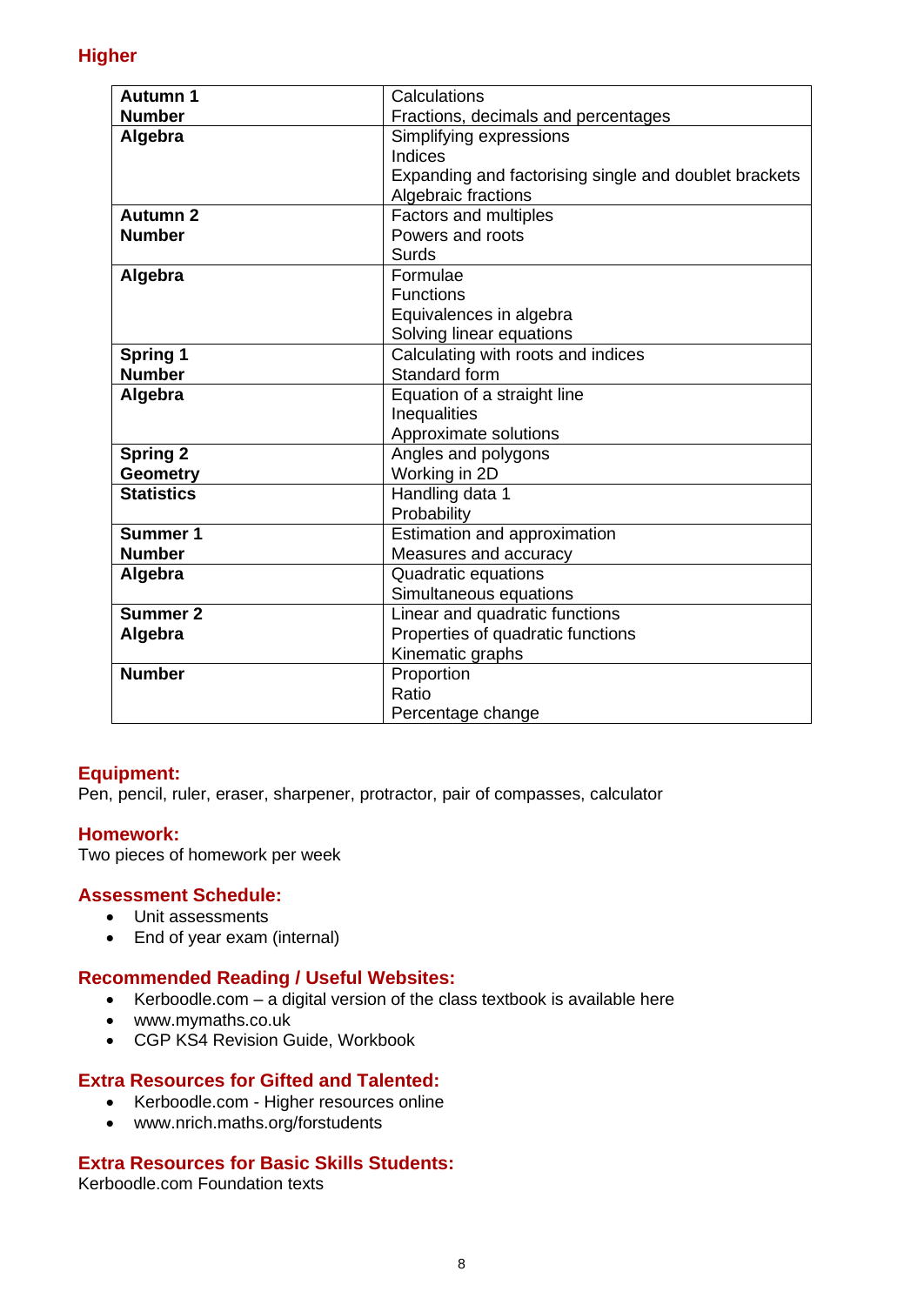## Higher

| | |
|---|---|
| **Autumn 1**<br>**Number** | Calculations<br>Fractions, decimals and percentages |
| **Algebra** | Simplifying expressions<br>Indices<br>Expanding and factorising single and doublet brackets<br>Algebraic fractions |
| **Autumn 2**<br>**Number** | Factors and multiples<br>Powers and roots<br>Surds |
| **Algebra** | Formulae<br>Functions<br>Equivalences in algebra<br>Solving linear equations |
| **Spring 1**<br>**Number** | Calculating with roots and indices<br>Standard form |
| **Algebra** | Equation of a straight line<br>Inequalities<br>Approximate solutions |
| **Spring 2**<br>**Geometry** | Angles and polygons<br>Working in 2D |
| **Statistics** | Handling data 1<br>Probability |
| **Summer 1**<br>**Number** | Estimation and approximation<br>Measures and accuracy |
| **Algebra** | Quadratic equations<br>Simultaneous equations |
| **Summer 2**<br>**Algebra** | Linear and quadratic functions<br>Properties of quadratic functions<br>Kinematic graphs |
| **Number** | Proportion<br>Ratio<br>Percentage change |

### Equipment:
Pen, pencil, ruler, eraser, sharpener, protractor, pair of compasses, calculator

### Homework:
Two pieces of homework per week

### Assessment Schedule:
- Unit assessments
- End of year exam (internal)

### Recommended Reading / Useful Websites:
- Kerboodle.com – a digital version of the class textbook is available here
- www.mymaths.co.uk
- CGP KS4 Revision Guide, Workbook

### Extra Resources for Gifted and Talented:
- Kerboodle.com - Higher resources online
- www.nrich.maths.org/forstudents

### Extra Resources for Basic Skills Students:
Kerboodle.com Foundation texts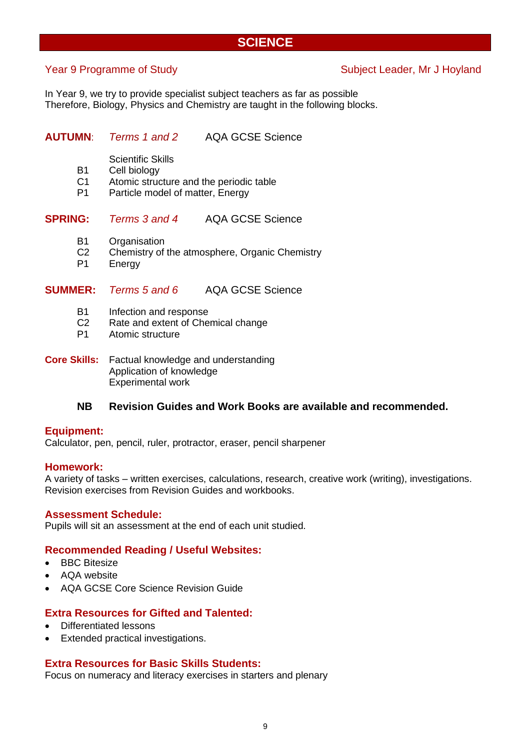# SCIENCE

Year 9 Programme of Study — Subject Leader, Mr J Hoyland

In Year 9, we try to provide specialist subject teachers as far as possible
Therefore, Biology, Physics and Chemistry are taught in the following blocks.

**AUTUMN**: *Terms 1 and 2* AQA GCSE Science

|  |  |
|---|---|
|  | Scientific Skills |
| B1 | Cell biology |
| C1 | Atomic structure and the periodic table |
| P1 | Particle model of matter, Energy |

**SPRING:** *Terms 3 and 4* AQA GCSE Science

|  |  |
|---|---|
| B1 | Organisation |
| C2 | Chemistry of the atmosphere, Organic Chemistry |
| P1 | Energy |

**SUMMER:** *Terms 5 and 6* AQA GCSE Science

|  |  |
|---|---|
| B1 | Infection and response |
| C2 | Rate and extent of Chemical change |
| P1 | Atomic structure |

**Core Skills:** Factual knowledge and understanding
Application of knowledge
Experimental work

**NB Revision Guides and Work Books are available and recommended.**

### Equipment:
Calculator, pen, pencil, ruler, protractor, eraser, pencil sharpener

### Homework:
A variety of tasks – written exercises, calculations, research, creative work (writing), investigations. Revision exercises from Revision Guides and workbooks.

### Assessment Schedule:
Pupils will sit an assessment at the end of each unit studied.

### Recommended Reading / Useful Websites:
- BBC Bitesize
- AQA website
- AQA GCSE Core Science Revision Guide

### Extra Resources for Gifted and Talented:
- Differentiated lessons
- Extended practical investigations.

### Extra Resources for Basic Skills Students:
Focus on numeracy and literacy exercises in starters and plenary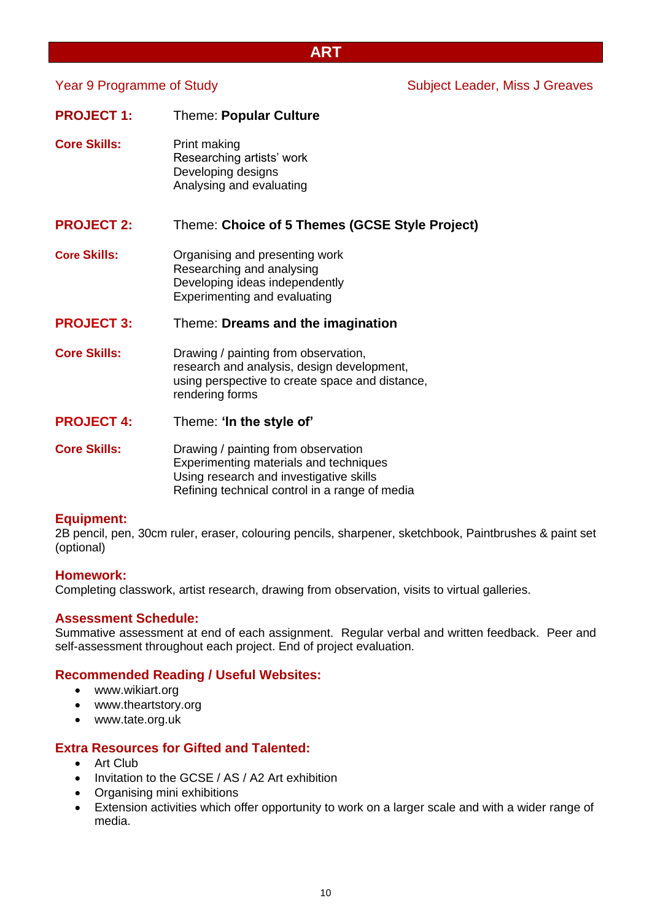# ART

Year 9 Programme of Study

Subject Leader, Miss J Greaves

**PROJECT 1:** Theme: **Popular Culture**

**Core Skills:**
Print making
Researching artists' work
Developing designs
Analysing and evaluating

**PROJECT 2:** Theme: **Choice of 5 Themes (GCSE Style Project)**

**Core Skills:**
Organising and presenting work
Researching and analysing
Developing ideas independently
Experimenting and evaluating

**PROJECT 3:** Theme: **Dreams and the imagination**

**Core Skills:**
Drawing / painting from observation,
research and analysis, design development,
using perspective to create space and distance,
rendering forms

**PROJECT 4:** Theme: **'In the style of'**

**Core Skills:**
Drawing / painting from observation
Experimenting materials and techniques
Using research and investigative skills
Refining technical control in a range of media

### Equipment:

2B pencil, pen, 30cm ruler, eraser, colouring pencils, sharpener, sketchbook, Paintbrushes & paint set (optional)

### Homework:

Completing classwork, artist research, drawing from observation, visits to virtual galleries.

### Assessment Schedule:

Summative assessment at end of each assignment. Regular verbal and written feedback. Peer and self-assessment throughout each project. End of project evaluation.

### Recommended Reading / Useful Websites:

- www.wikiart.org
- www.theartstory.org
- www.tate.org.uk

### Extra Resources for Gifted and Talented:

- Art Club
- Invitation to the GCSE / AS / A2 Art exhibition
- Organising mini exhibitions
- Extension activities which offer opportunity to work on a larger scale and with a wider range of media.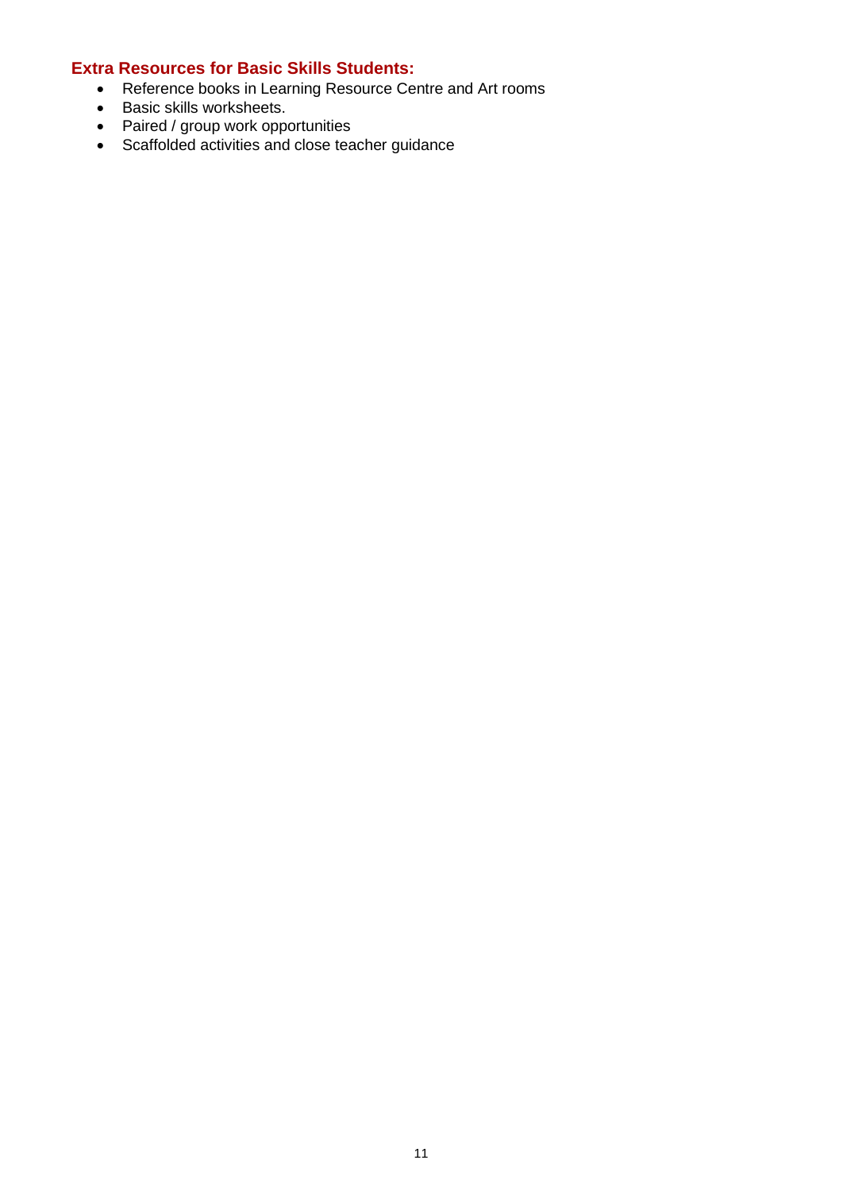### Extra Resources for Basic Skills Students:

- Reference books in Learning Resource Centre and Art rooms
- Basic skills worksheets.
- Paired / group work opportunities
- Scaffolded activities and close teacher guidance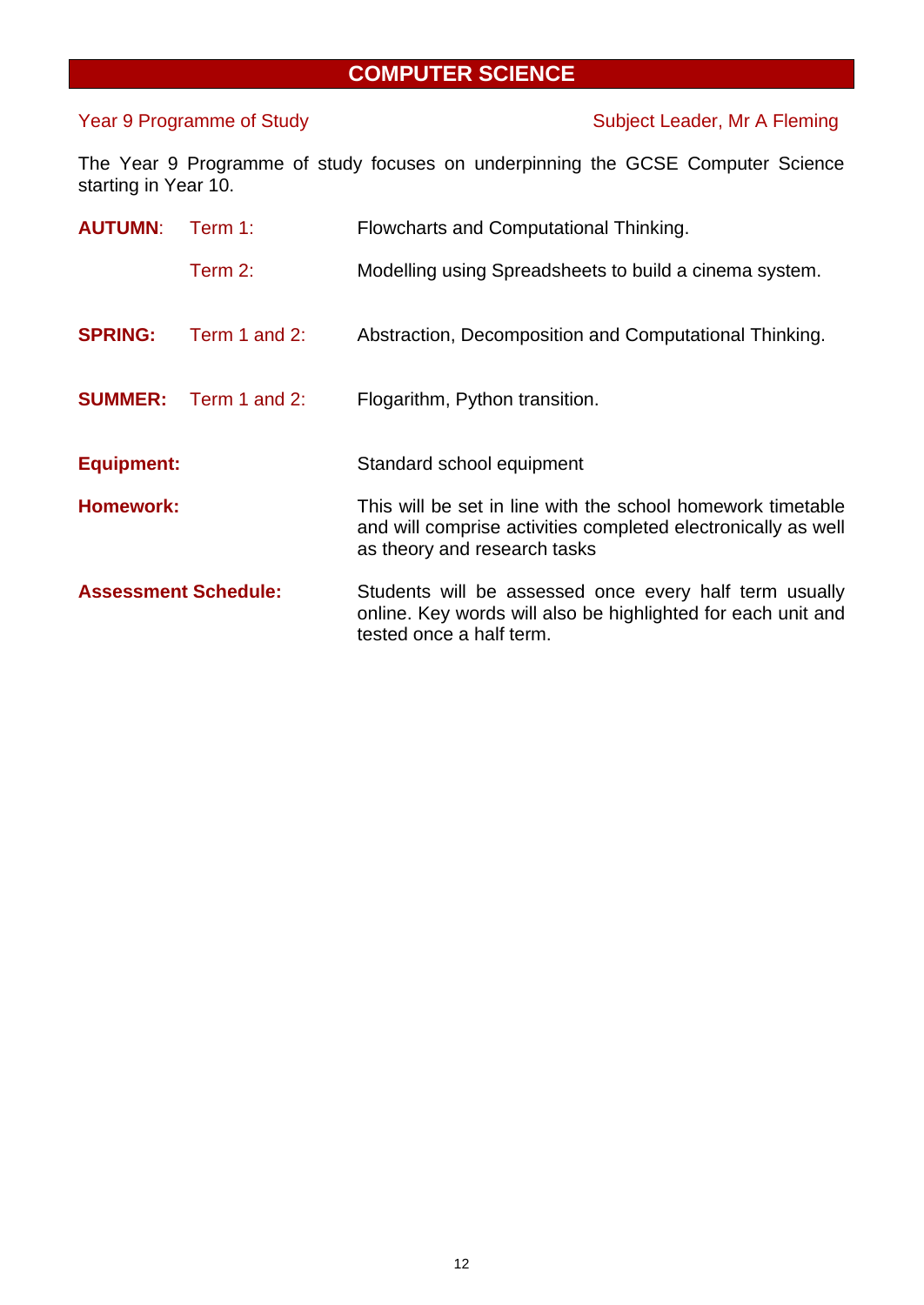# COMPUTER SCIENCE

Year 9 Programme of Study — Subject Leader, Mr A Fleming

The Year 9 Programme of study focuses on underpinning the GCSE Computer Science starting in Year 10.

| | | |
|---|---|---|
| **AUTUMN**: | Term 1: | Flowcharts and Computational Thinking. |
| | Term 2: | Modelling using Spreadsheets to build a cinema system. |
| **SPRING:** | Term 1 and 2: | Abstraction, Decomposition and Computational Thinking. |
| **SUMMER:** | Term 1 and 2: | Flogarithm, Python transition. |

**Equipment:** Standard school equipment

**Homework:** This will be set in line with the school homework timetable and will comprise activities completed electronically as well as theory and research tasks

**Assessment Schedule:** Students will be assessed once every half term usually online. Key words will also be highlighted for each unit and tested once a half term.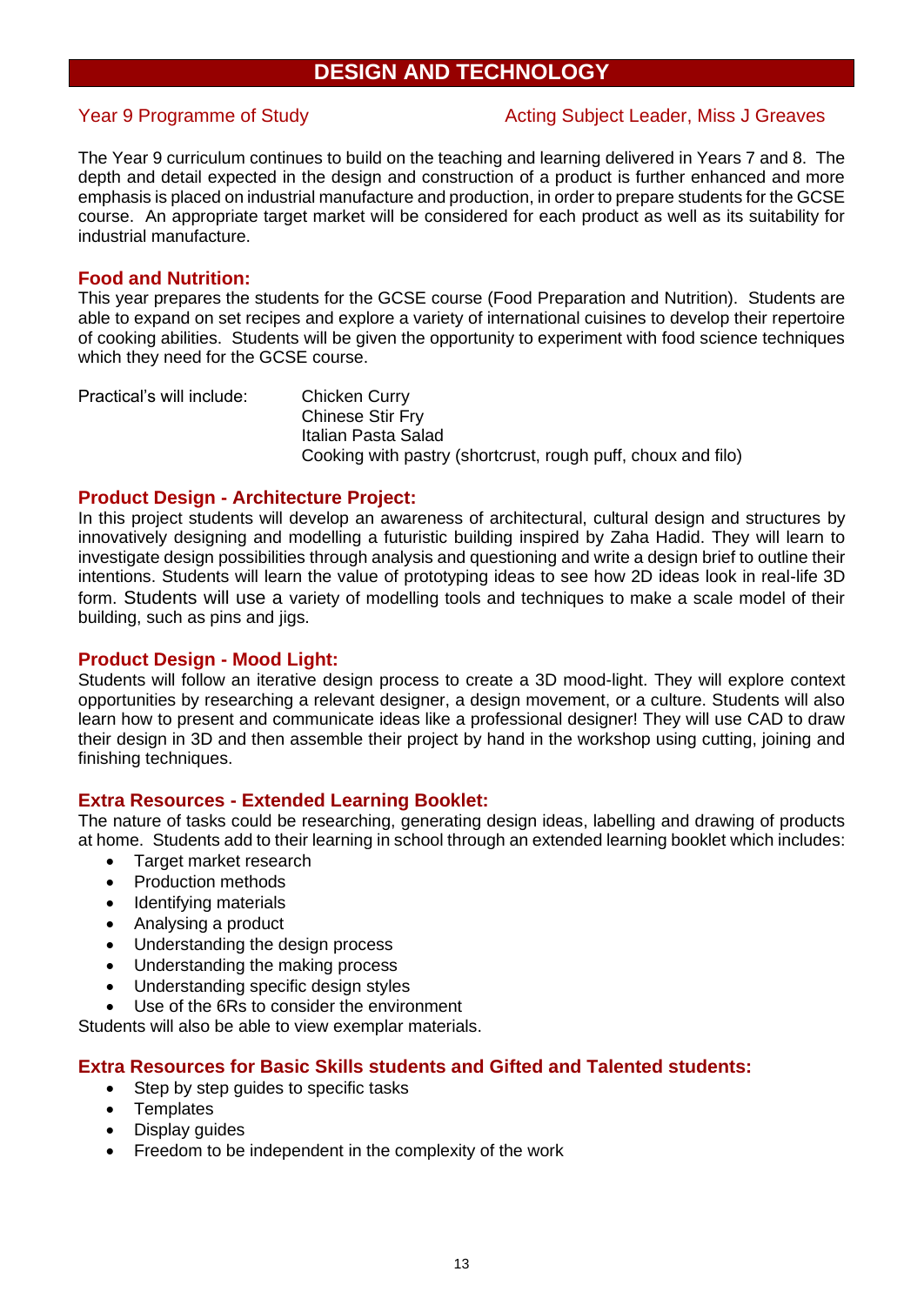# DESIGN AND TECHNOLOGY

Year 9 Programme of Study — Acting Subject Leader, Miss J Greaves

The Year 9 curriculum continues to build on the teaching and learning delivered in Years 7 and 8. The depth and detail expected in the design and construction of a product is further enhanced and more emphasis is placed on industrial manufacture and production, in order to prepare students for the GCSE course. An appropriate target market will be considered for each product as well as its suitability for industrial manufacture.

## Food and Nutrition:

This year prepares the students for the GCSE course (Food Preparation and Nutrition). Students are able to expand on set recipes and explore a variety of international cuisines to develop their repertoire of cooking abilities. Students will be given the opportunity to experiment with food science techniques which they need for the GCSE course.

Practical's will include:

- Chicken Curry
- Chinese Stir Fry
- Italian Pasta Salad
- Cooking with pastry (shortcrust, rough puff, choux and filo)

## Product Design - Architecture Project:

In this project students will develop an awareness of architectural, cultural design and structures by innovatively designing and modelling a futuristic building inspired by Zaha Hadid. They will learn to investigate design possibilities through analysis and questioning and write a design brief to outline their intentions. Students will learn the value of prototyping ideas to see how 2D ideas look in real-life 3D form. Students will use a variety of modelling tools and techniques to make a scale model of their building, such as pins and jigs.

## Product Design - Mood Light:

Students will follow an iterative design process to create a 3D mood-light. They will explore context opportunities by researching a relevant designer, a design movement, or a culture. Students will also learn how to present and communicate ideas like a professional designer! They will use CAD to draw their design in 3D and then assemble their project by hand in the workshop using cutting, joining and finishing techniques.

## Extra Resources - Extended Learning Booklet:

The nature of tasks could be researching, generating design ideas, labelling and drawing of products at home. Students add to their learning in school through an extended learning booklet which includes:

- Target market research
- Production methods
- Identifying materials
- Analysing a product
- Understanding the design process
- Understanding the making process
- Understanding specific design styles
- Use of the 6Rs to consider the environment

Students will also be able to view exemplar materials.

## Extra Resources for Basic Skills students and Gifted and Talented students:

- Step by step guides to specific tasks
- Templates
- Display guides
- Freedom to be independent in the complexity of the work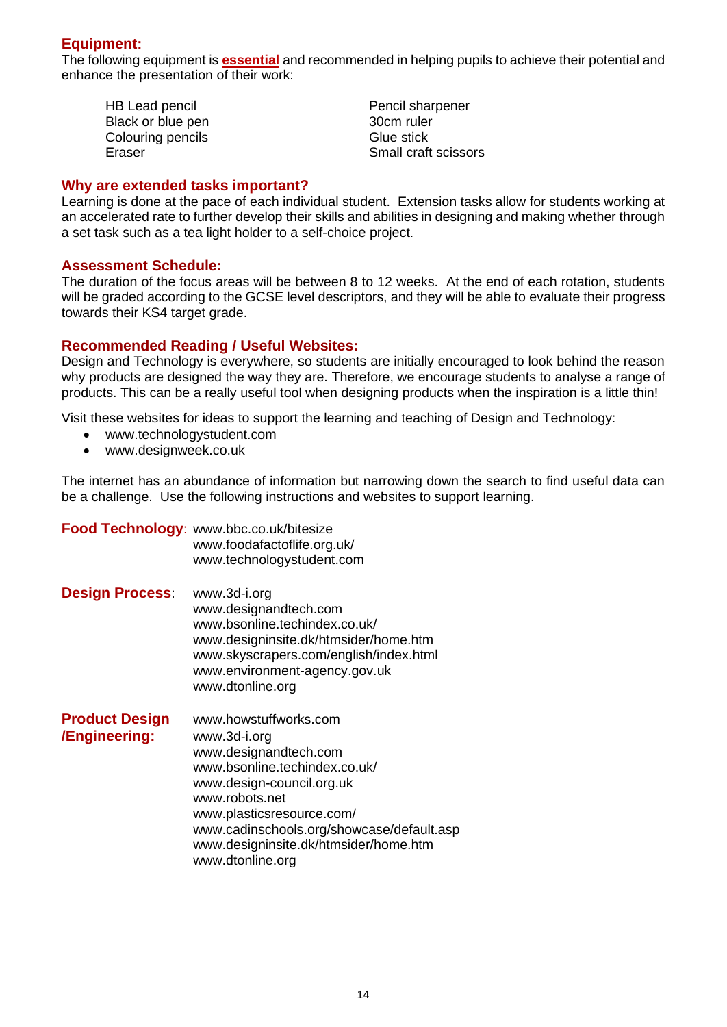## Equipment:

The following equipment is **essential** and recommended in helping pupils to achieve their potential and enhance the presentation of their work:

- HB Lead pencil
- Black or blue pen
- Colouring pencils
- Eraser
- Pencil sharpener
- 30cm ruler
- Glue stick
- Small craft scissors

## Why are extended tasks important?

Learning is done at the pace of each individual student. Extension tasks allow for students working at an accelerated rate to further develop their skills and abilities in designing and making whether through a set task such as a tea light holder to a self-choice project.

## Assessment Schedule:

The duration of the focus areas will be between 8 to 12 weeks. At the end of each rotation, students will be graded according to the GCSE level descriptors, and they will be able to evaluate their progress towards their KS4 target grade.

## Recommended Reading / Useful Websites:

Design and Technology is everywhere, so students are initially encouraged to look behind the reason why products are designed the way they are. Therefore, we encourage students to analyse a range of products. This can be a really useful tool when designing products when the inspiration is a little thin!

Visit these websites for ideas to support the learning and teaching of Design and Technology:

- www.technologystudent.com
- www.designweek.co.uk

The internet has an abundance of information but narrowing down the search to find useful data can be a challenge. Use the following instructions and websites to support learning.

**Food Technology**:
www.bbc.co.uk/bitesize
www.foodafactoflife.org.uk/
www.technologystudent.com

**Design Process**:
www.3d-i.org
www.designandtech.com
www.bsonline.techindex.co.uk/
www.designinsite.dk/htmsider/home.htm
www.skyscrapers.com/english/index.html
www.environment-agency.gov.uk
www.dtonline.org

**Product Design /Engineering:**
www.howstuffworks.com
www.3d-i.org
www.designandtech.com
www.bsonline.techindex.co.uk/
www.design-council.org.uk
www.robots.net
www.plasticsresource.com/
www.cadinschools.org/showcase/default.asp
www.designinsite.dk/htmsider/home.htm
www.dtonline.org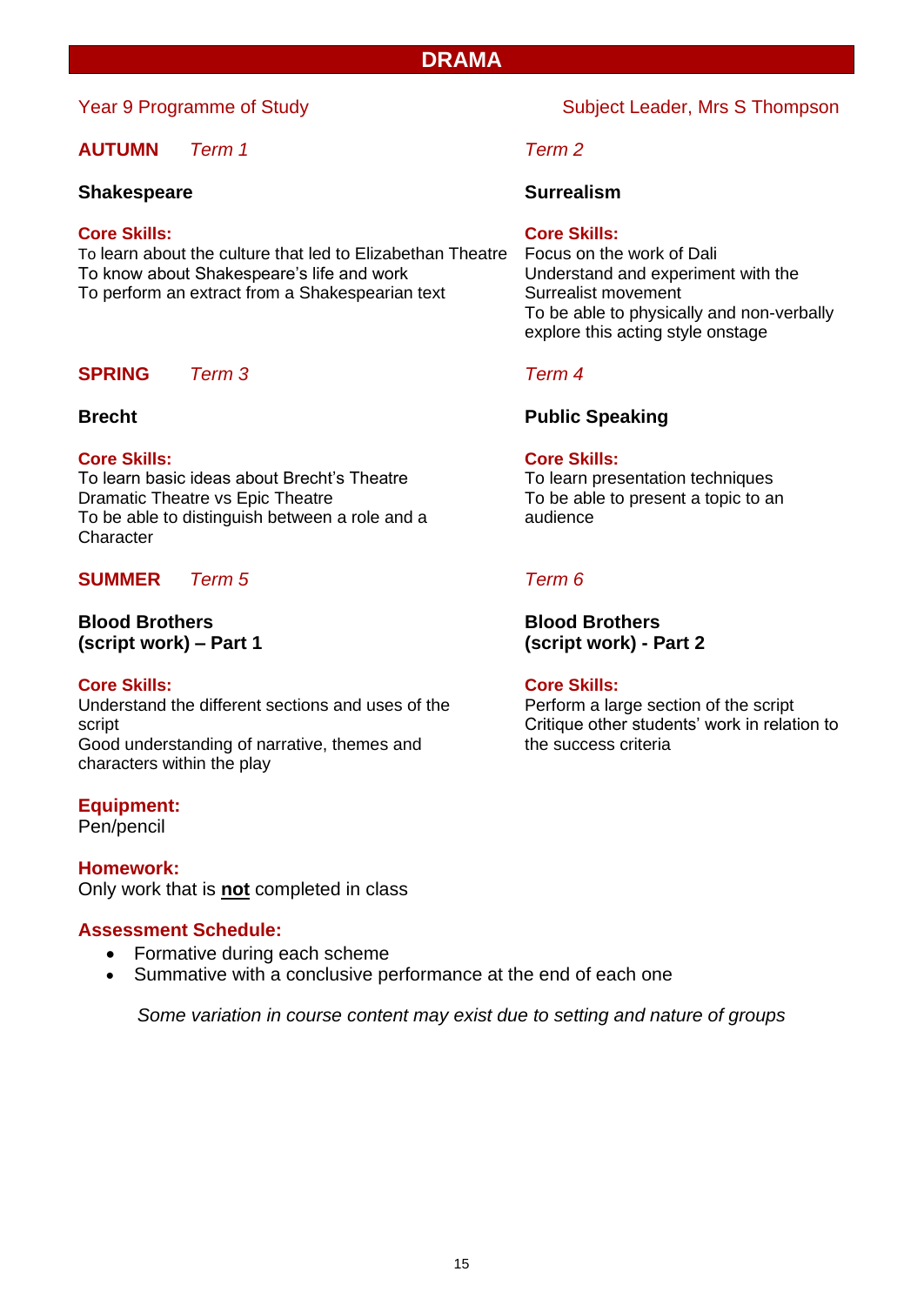# DRAMA

Year 9 Programme of Study

Subject Leader, Mrs S Thompson

## AUTUMN

### *Term 1*

**Shakespeare**

**Core Skills:**

To learn about the culture that led to Elizabethan Theatre
To know about Shakespeare's life and work
To perform an extract from a Shakespearian text

### *Term 2*

**Surrealism**

**Core Skills:**

Focus on the work of Dali
Understand and experiment with the Surrealist movement
To be able to physically and non-verbally explore this acting style onstage

## SPRING

### *Term 3*

**Brecht**

**Core Skills:**

To learn basic ideas about Brecht's Theatre
Dramatic Theatre vs Epic Theatre
To be able to distinguish between a role and a Character

### *Term 4*

**Public Speaking**

**Core Skills:**

To learn presentation techniques
To be able to present a topic to an audience

## SUMMER

### *Term 5*

**Blood Brothers (script work) – Part 1**

**Core Skills:**

Understand the different sections and uses of the script
Good understanding of narrative, themes and characters within the play

### *Term 6*

**Blood Brothers (script work) - Part 2**

**Core Skills:**

Perform a large section of the script
Critique other students' work in relation to the success criteria

**Equipment:**

Pen/pencil

**Homework:**

Only work that is **not** completed in class

**Assessment Schedule:**

- Formative during each scheme
- Summative with a conclusive performance at the end of each one

*Some variation in course content may exist due to setting and nature of groups*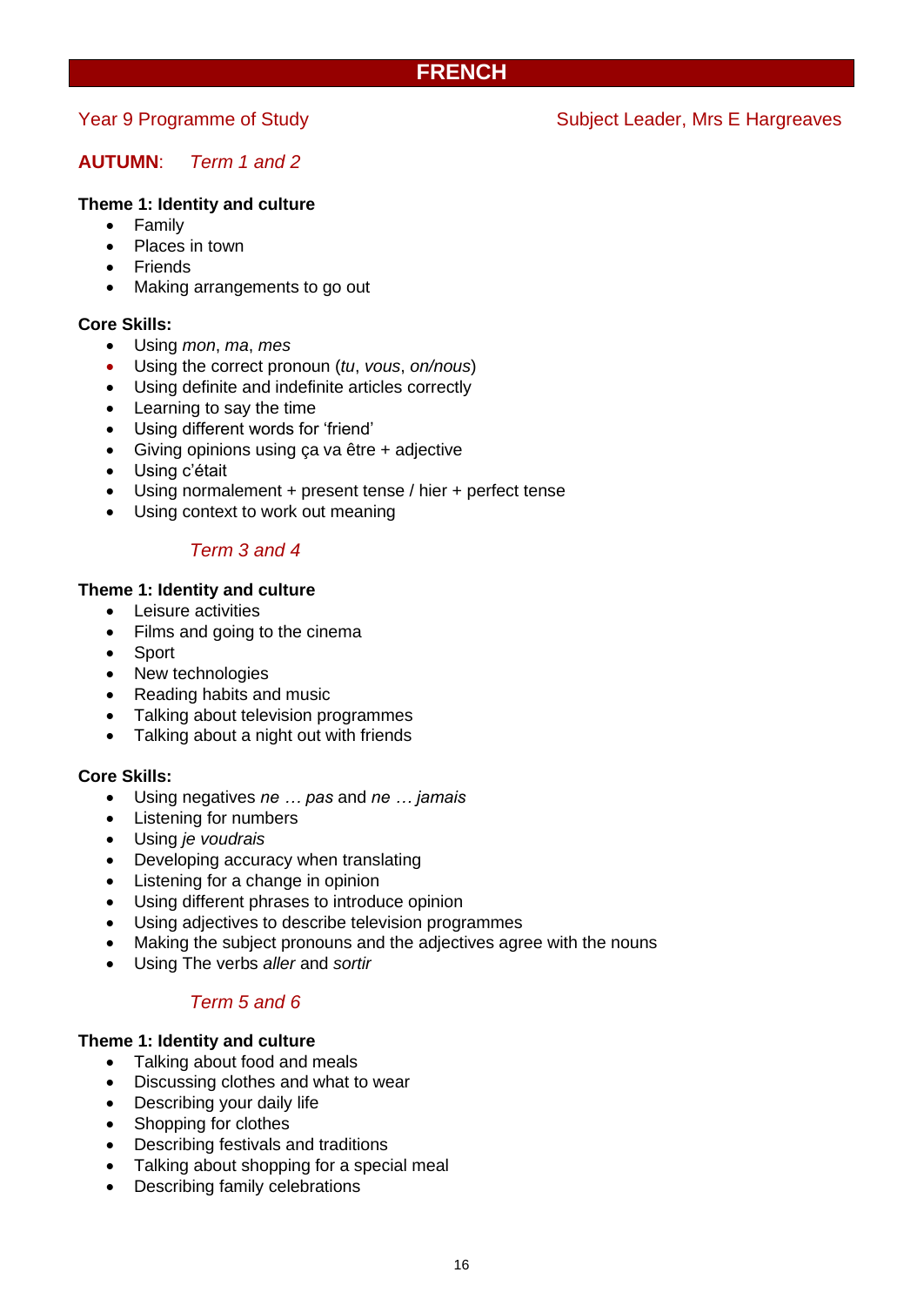# FRENCH

Year 9 Programme of Study

Subject Leader, Mrs E Hargreaves

## **AUTUMN**: *Term 1 and 2*

**Theme 1: Identity and culture**

- Family
- Places in town
- Friends
- Making arrangements to go out

**Core Skills:**

- Using *mon*, *ma*, *mes*
- Using the correct pronoun (*tu*, *vous*, *on/nous*)
- Using definite and indefinite articles correctly
- Learning to say the time
- Using different words for 'friend'
- Giving opinions using ça va être + adjective
- Using c'était
- Using normalement + present tense / hier + perfect tense
- Using context to work out meaning

### *Term 3 and 4*

**Theme 1: Identity and culture**

- Leisure activities
- Films and going to the cinema
- Sport
- New technologies
- Reading habits and music
- Talking about television programmes
- Talking about a night out with friends

**Core Skills:**

- Using negatives *ne … pas* and *ne … jamais*
- Listening for numbers
- Using *je voudrais*
- Developing accuracy when translating
- Listening for a change in opinion
- Using different phrases to introduce opinion
- Using adjectives to describe television programmes
- Making the subject pronouns and the adjectives agree with the nouns
- Using The verbs *aller* and *sortir*

### *Term 5 and 6*

**Theme 1: Identity and culture**

- Talking about food and meals
- Discussing clothes and what to wear
- Describing your daily life
- Shopping for clothes
- Describing festivals and traditions
- Talking about shopping for a special meal
- Describing family celebrations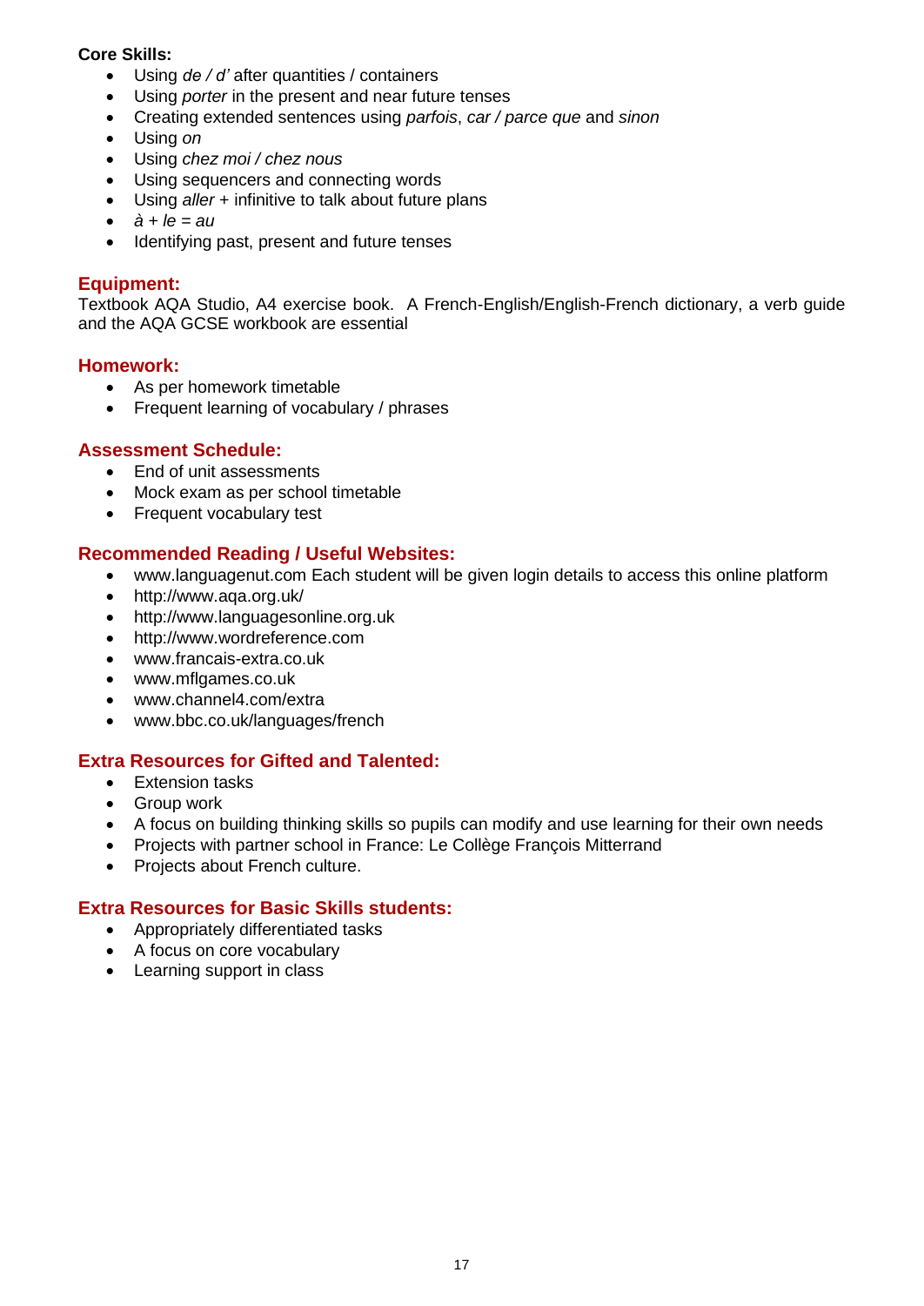**Core Skills:**

- Using *de / d'* after quantities / containers
- Using *porter* in the present and near future tenses
- Creating extended sentences using *parfois*, *car / parce que* and *sinon*
- Using *on*
- Using *chez moi / chez nous*
- Using sequencers and connecting words
- Using *aller* + infinitive to talk about future plans
- *à + le = au*
- Identifying past, present and future tenses

## Equipment:

Textbook AQA Studio, A4 exercise book. A French-English/English-French dictionary, a verb guide and the AQA GCSE workbook are essential

## Homework:

- As per homework timetable
- Frequent learning of vocabulary / phrases

## Assessment Schedule:

- End of unit assessments
- Mock exam as per school timetable
- Frequent vocabulary test

## Recommended Reading / Useful Websites:

- www.languagenut.com Each student will be given login details to access this online platform
- http://www.aqa.org.uk/
- http://www.languagesonline.org.uk
- http://www.wordreference.com
- www.francais-extra.co.uk
- www.mflgames.co.uk
- www.channel4.com/extra
- www.bbc.co.uk/languages/french

## Extra Resources for Gifted and Talented:

- Extension tasks
- Group work
- A focus on building thinking skills so pupils can modify and use learning for their own needs
- Projects with partner school in France: Le Collège François Mitterrand
- Projects about French culture.

## Extra Resources for Basic Skills students:

- Appropriately differentiated tasks
- A focus on core vocabulary
- Learning support in class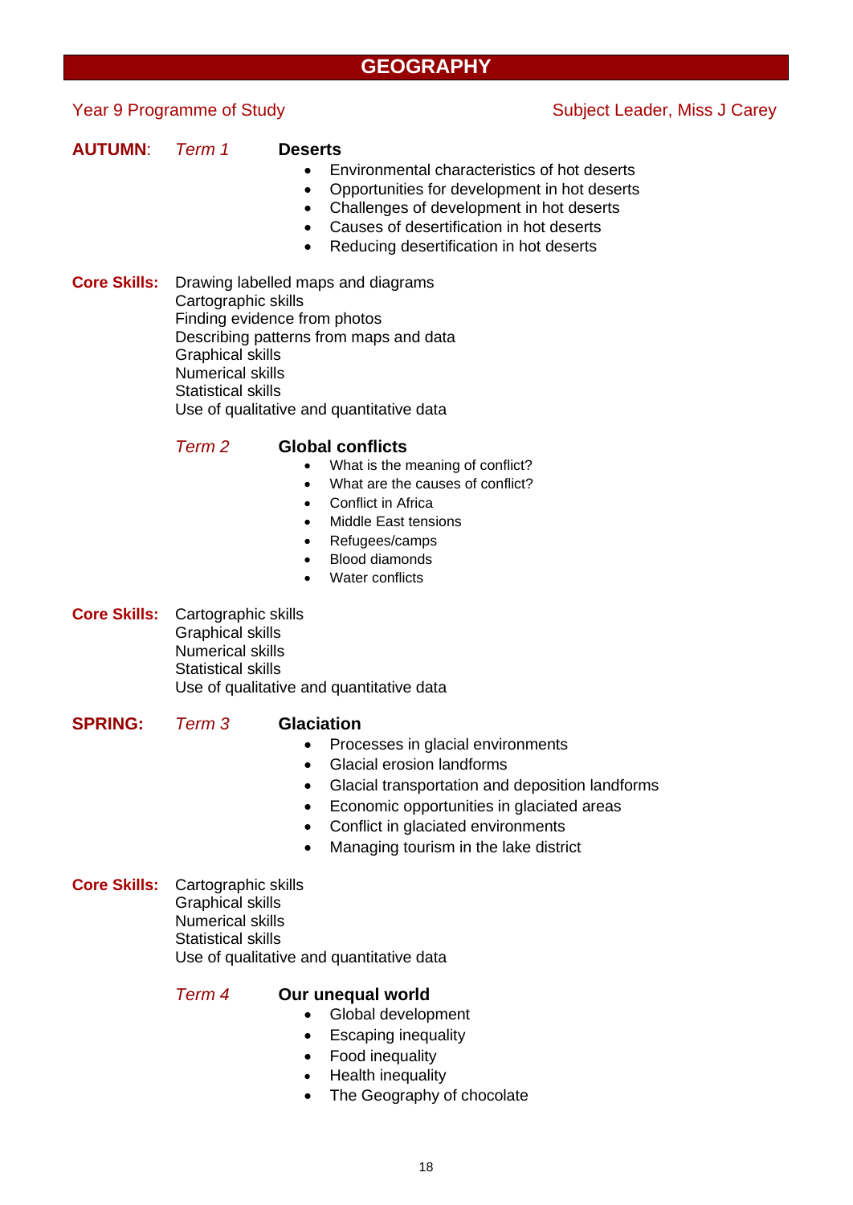# GEOGRAPHY

Year 9 Programme of Study — Subject Leader, Miss J Carey

**AUTUMN**: *Term 1* — **Deserts**

- Environmental characteristics of hot deserts
- Opportunities for development in hot deserts
- Challenges of development in hot deserts
- Causes of desertification in hot deserts
- Reducing desertification in hot deserts

**Core Skills:**
Drawing labelled maps and diagrams
Cartographic skills
Finding evidence from photos
Describing patterns from maps and data
Graphical skills
Numerical skills
Statistical skills
Use of qualitative and quantitative data

*Term 2* — **Global conflicts**

- What is the meaning of conflict?
- What are the causes of conflict?
- Conflict in Africa
- Middle East tensions
- Refugees/camps
- Blood diamonds
- Water conflicts

**Core Skills:**
Cartographic skills
Graphical skills
Numerical skills
Statistical skills
Use of qualitative and quantitative data

**SPRING:** *Term 3* — **Glaciation**

- Processes in glacial environments
- Glacial erosion landforms
- Glacial transportation and deposition landforms
- Economic opportunities in glaciated areas
- Conflict in glaciated environments
- Managing tourism in the lake district

**Core Skills:**
Cartographic skills
Graphical skills
Numerical skills
Statistical skills
Use of qualitative and quantitative data

*Term 4* — **Our unequal world**

- Global development
- Escaping inequality
- Food inequality
- Health inequality
- The Geography of chocolate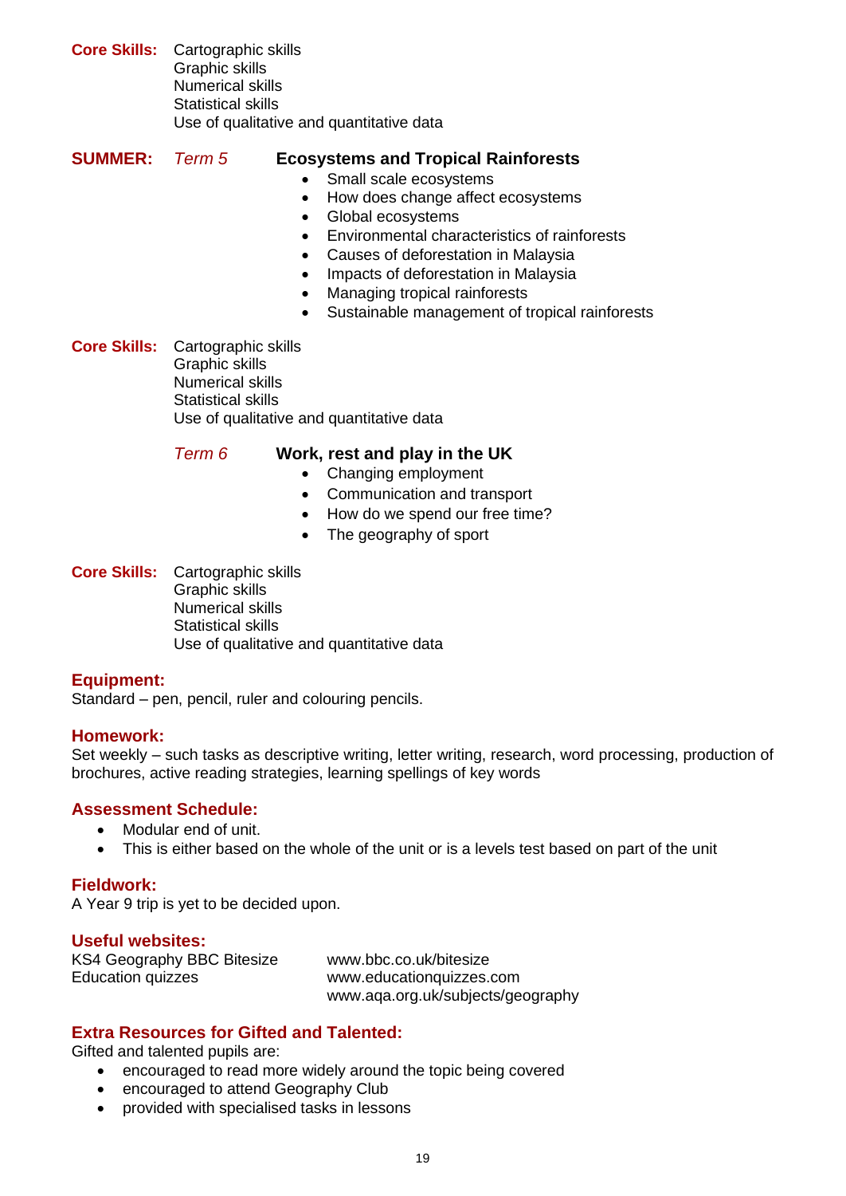**Core Skills:** Cartographic skills
Graphic skills
Numerical skills
Statistical skills
Use of qualitative and quantitative data

**SUMMER:** *Term 5* **Ecosystems and Tropical Rainforests**

- Small scale ecosystems
- How does change affect ecosystems
- Global ecosystems
- Environmental characteristics of rainforests
- Causes of deforestation in Malaysia
- Impacts of deforestation in Malaysia
- Managing tropical rainforests
- Sustainable management of tropical rainforests

**Core Skills:** Cartographic skills
Graphic skills
Numerical skills
Statistical skills
Use of qualitative and quantitative data

*Term 6* **Work, rest and play in the UK**

- Changing employment
- Communication and transport
- How do we spend our free time?
- The geography of sport

**Core Skills:** Cartographic skills
Graphic skills
Numerical skills
Statistical skills
Use of qualitative and quantitative data

## Equipment:

Standard – pen, pencil, ruler and colouring pencils.

## Homework:

Set weekly – such tasks as descriptive writing, letter writing, research, word processing, production of brochures, active reading strategies, learning spellings of key words

## Assessment Schedule:

- Modular end of unit.
- This is either based on the whole of the unit or is a levels test based on part of the unit

## Fieldwork:

A Year 9 trip is yet to be decided upon.

## Useful websites:

| | |
|---|---|
| KS4 Geography BBC Bitesize | www.bbc.co.uk/bitesize |
| Education quizzes | www.educationquizzes.com |
| | www.aqa.org.uk/subjects/geography |

## Extra Resources for Gifted and Talented:

Gifted and talented pupils are:

- encouraged to read more widely around the topic being covered
- encouraged to attend Geography Club
- provided with specialised tasks in lessons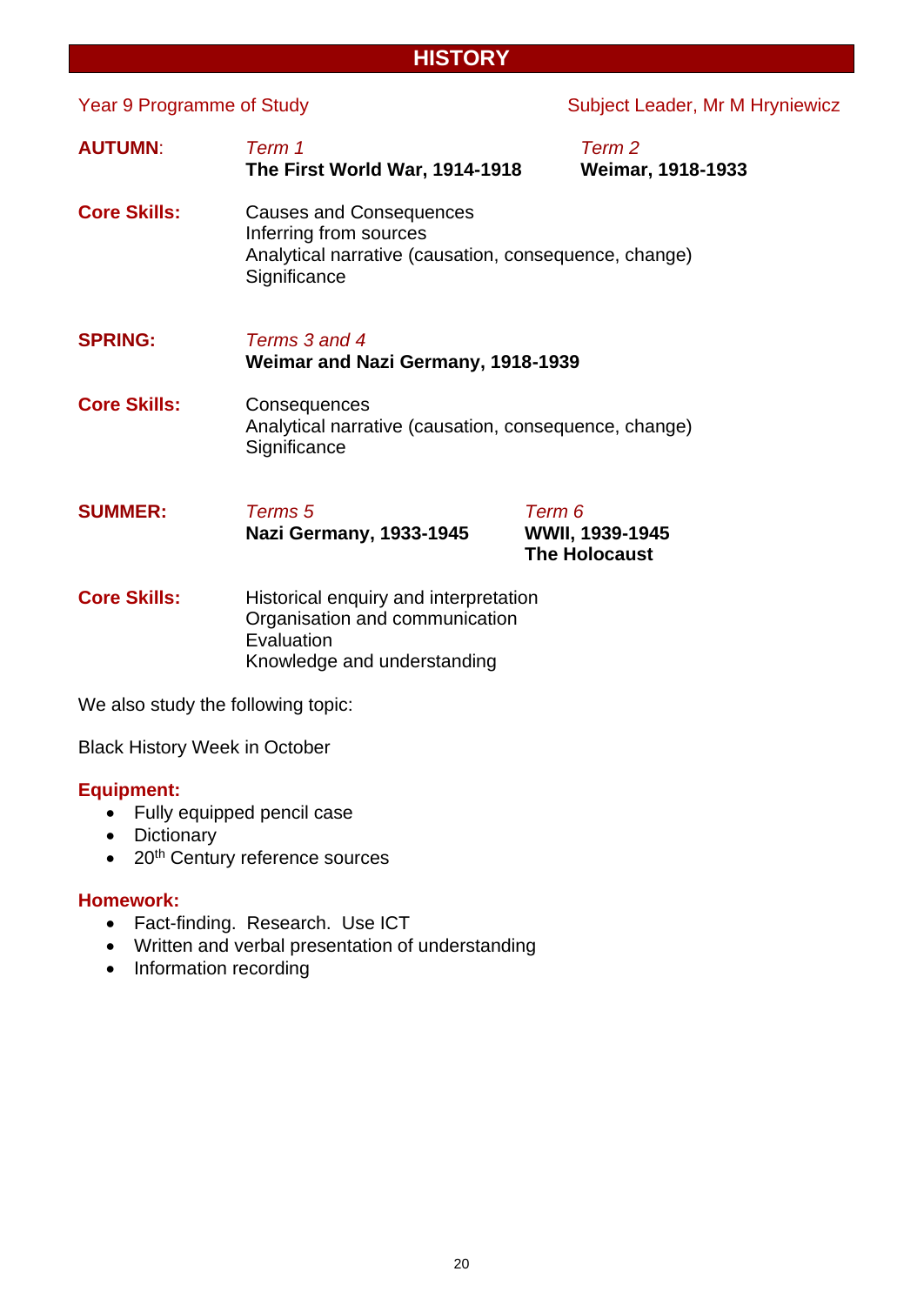# HISTORY

Year 9 Programme of Study

Subject Leader, Mr M Hryniewicz

**AUTUMN**:

*Term 1*
**The First World War, 1914-1918**

*Term 2*
**Weimar, 1918-1933**

**Core Skills:**

Causes and Consequences
Inferring from sources
Analytical narrative (causation, consequence, change)
Significance

**SPRING:**

*Terms 3 and 4*
**Weimar and Nazi Germany, 1918-1939**

**Core Skills:**

Consequences
Analytical narrative (causation, consequence, change)
Significance

**SUMMER:**

*Terms 5*
**Nazi Germany, 1933-1945**

*Term 6*
**WWII, 1939-1945**
**The Holocaust**

**Core Skills:**

Historical enquiry and interpretation
Organisation and communication
Evaluation
Knowledge and understanding

We also study the following topic:

Black History Week in October

**Equipment:**

- Fully equipped pencil case
- Dictionary
- 20th Century reference sources

**Homework:**

- Fact-finding. Research. Use ICT
- Written and verbal presentation of understanding
- Information recording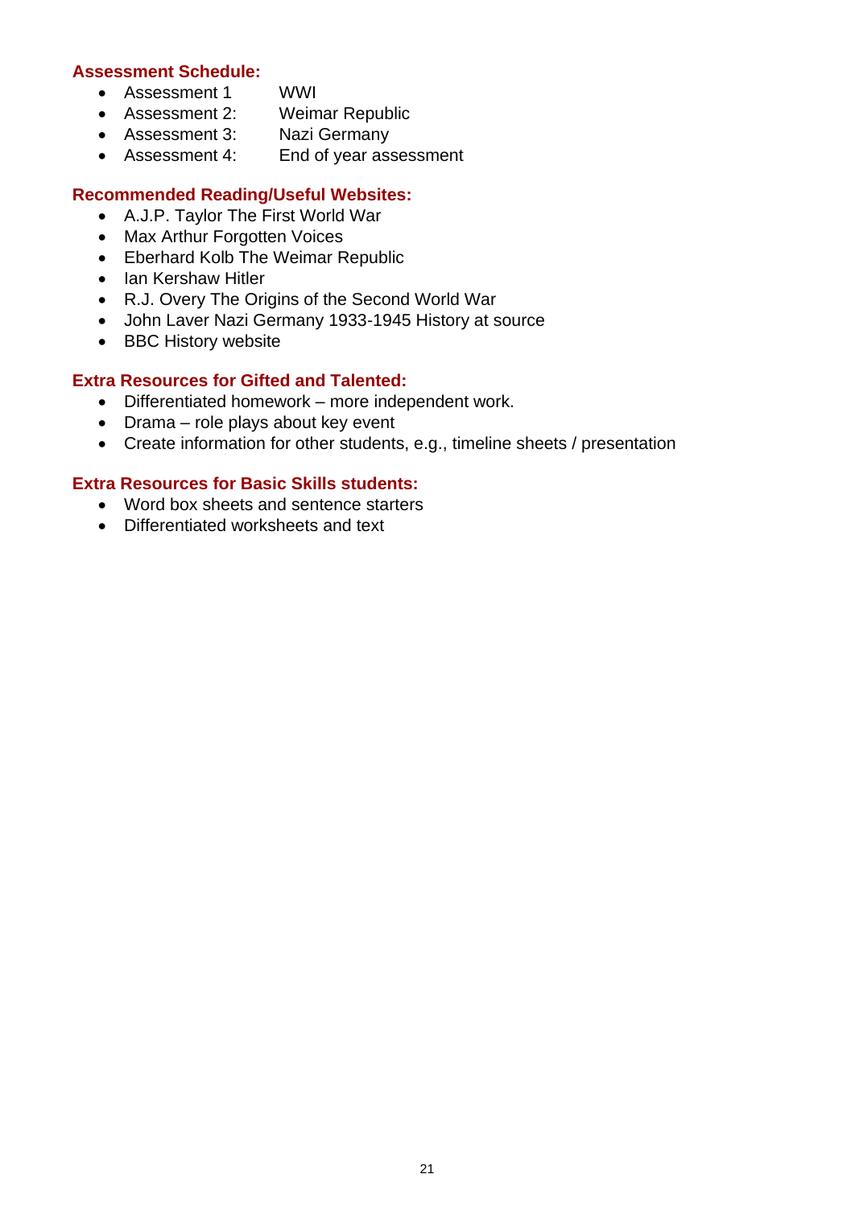**Assessment Schedule:**

- Assessment 1 WWI
- Assessment 2: Weimar Republic
- Assessment 3: Nazi Germany
- Assessment 4: End of year assessment

**Recommended Reading/Useful Websites:**

- A.J.P. Taylor The First World War
- Max Arthur Forgotten Voices
- Eberhard Kolb The Weimar Republic
- Ian Kershaw Hitler
- R.J. Overy The Origins of the Second World War
- John Laver Nazi Germany 1933-1945 History at source
- BBC History website

**Extra Resources for Gifted and Talented:**

- Differentiated homework – more independent work.
- Drama – role plays about key event
- Create information for other students, e.g., timeline sheets / presentation

**Extra Resources for Basic Skills students:**

- Word box sheets and sentence starters
- Differentiated worksheets and text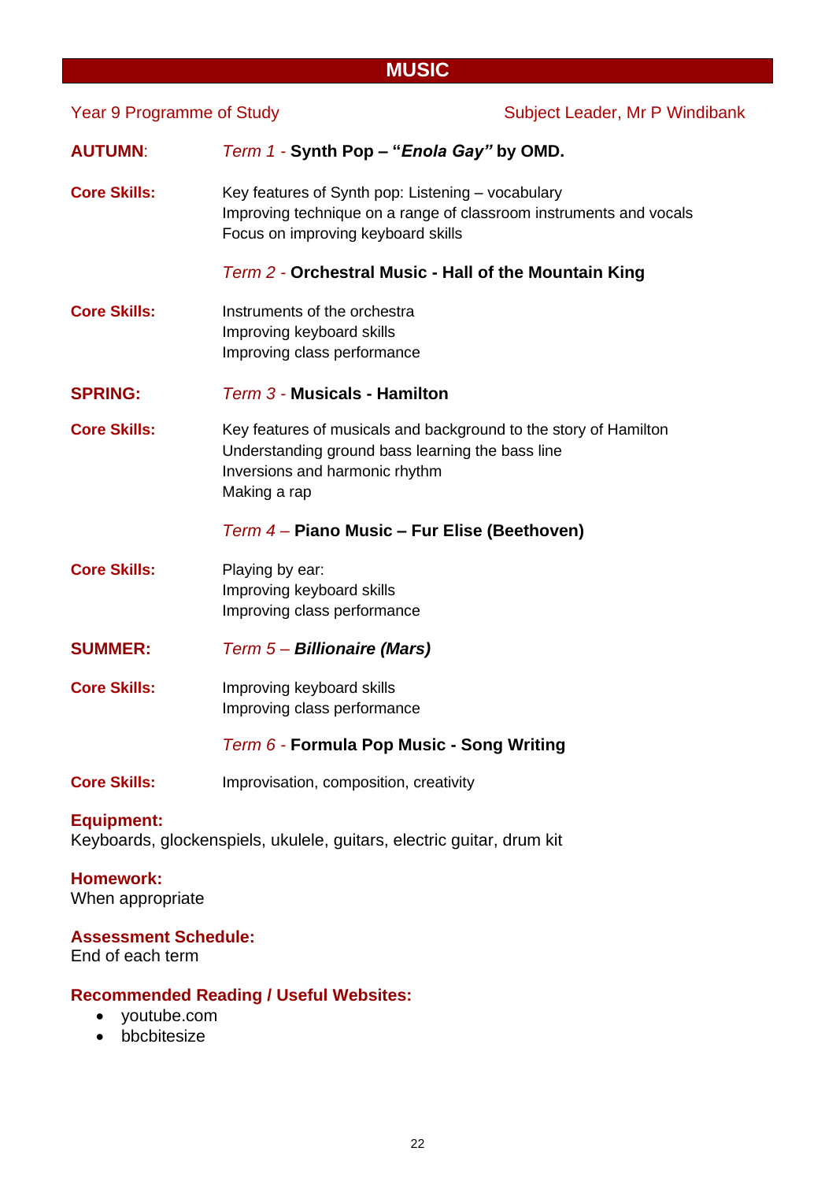# MUSIC

Year 9 Programme of Study | Subject Leader, Mr P Windibank

**AUTUMN**: *Term 1* - **Synth Pop – “*Enola Gay”* by OMD.**

**Core Skills:**
Key features of Synth pop: Listening – vocabulary
Improving technique on a range of classroom instruments and vocals
Focus on improving keyboard skills

*Term 2* - **Orchestral Music - Hall of the Mountain King**

**Core Skills:**
Instruments of the orchestra
Improving keyboard skills
Improving class performance

**SPRING:** *Term 3* - **Musicals - Hamilton**

**Core Skills:**
Key features of musicals and background to the story of Hamilton
Understanding ground bass learning the bass line
Inversions and harmonic rhythm
Making a rap

*Term 4* – **Piano Music – Fur Elise (Beethoven)**

**Core Skills:**
Playing by ear:
Improving keyboard skills
Improving class performance

**SUMMER:** *Term 5* – ***Billionaire (Mars)***

**Core Skills:**
Improving keyboard skills
Improving class performance

*Term 6* - **Formula Pop Music - Song Writing**

**Core Skills:**
Improvisation, composition, creativity

**Equipment:**
Keyboards, glockenspiels, ukulele, guitars, electric guitar, drum kit

**Homework:**
When appropriate

**Assessment Schedule:**
End of each term

**Recommended Reading / Useful Websites:**

- youtube.com
- bbcbitesize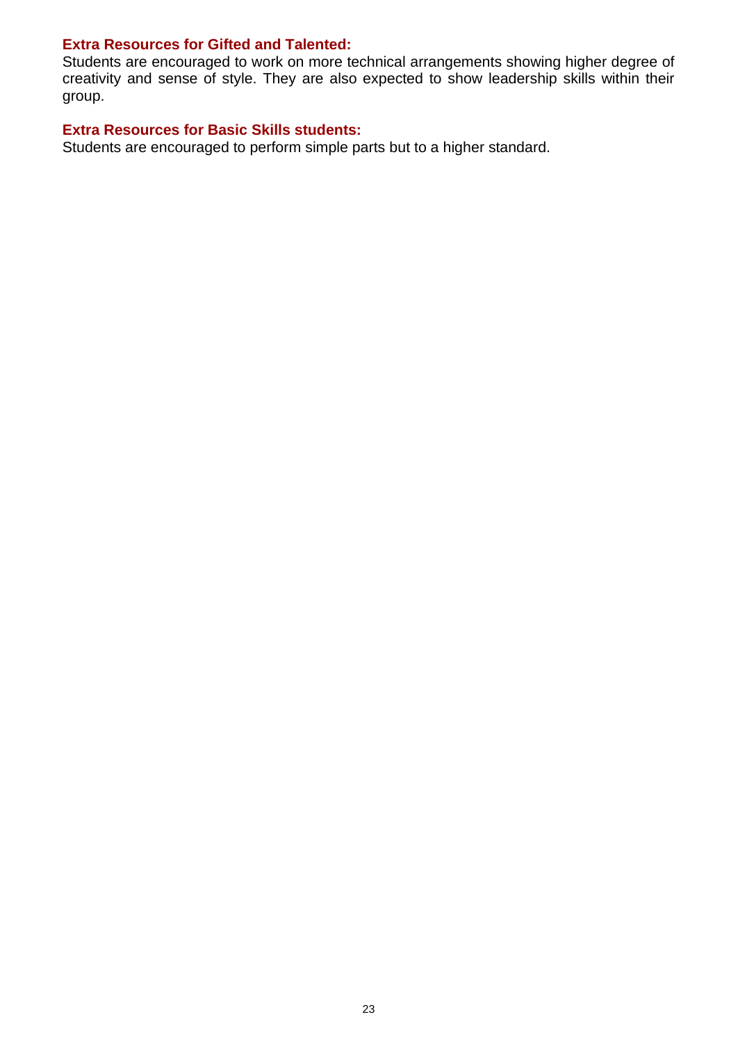**Extra Resources for Gifted and Talented:**
Students are encouraged to work on more technical arrangements showing higher degree of creativity and sense of style. They are also expected to show leadership skills within their group.

**Extra Resources for Basic Skills students:**
Students are encouraged to perform simple parts but to a higher standard.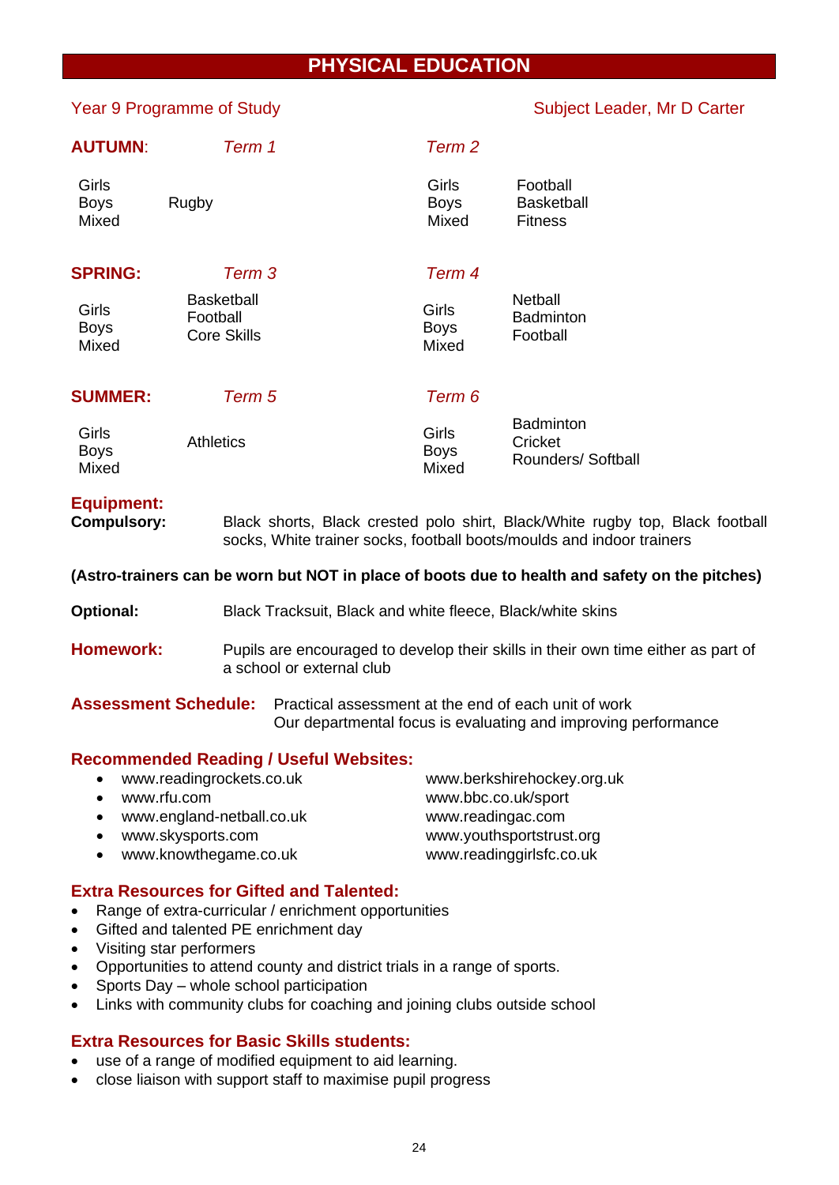# PHYSICAL EDUCATION

Year 9 Programme of Study — Subject Leader, Mr D Carter

**AUTUMN**:

| | *Term 1* | | *Term 2* |
|---|---|---|---|
| Girls<br>Boys<br>Mixed | Rugby | Girls<br>Boys<br>Mixed | Football<br>Basketball<br>Fitness |

**SPRING:**

| | *Term 3* | | *Term 4* |
|---|---|---|---|
| Girls<br>Boys<br>Mixed | Basketball<br>Football<br>Core Skills | Girls<br>Boys<br>Mixed | Netball<br>Badminton<br>Football |

**SUMMER:**

| | *Term 5* | | *Term 6* |
|---|---|---|---|
| Girls<br>Boys<br>Mixed | Athletics | Girls<br>Boys<br>Mixed | Badminton<br>Cricket<br>Rounders/ Softball |

**Equipment:**

**Compulsory:** Black shorts, Black crested polo shirt, Black/White rugby top, Black football socks, White trainer socks, football boots/moulds and indoor trainers

**(Astro-trainers can be worn but NOT in place of boots due to health and safety on the pitches)**

**Optional:** Black Tracksuit, Black and white fleece, Black/white skins

**Homework:** Pupils are encouraged to develop their skills in their own time either as part of a school or external club

**Assessment Schedule:** Practical assessment at the end of each unit of work
Our departmental focus is evaluating and improving performance

**Recommended Reading / Useful Websites:**

- www.readingrockets.co.uk
- www.rfu.com
- www.england-netball.co.uk
- www.skysports.com
- www.knowthegame.co.uk
- www.berkshirehockey.org.uk
- www.bbc.co.uk/sport
- www.readingac.com
- www.youthsportstrust.org
- www.readinggirlsfc.co.uk

**Extra Resources for Gifted and Talented:**

- Range of extra-curricular / enrichment opportunities
- Gifted and talented PE enrichment day
- Visiting star performers
- Opportunities to attend county and district trials in a range of sports.
- Sports Day – whole school participation
- Links with community clubs for coaching and joining clubs outside school

**Extra Resources for Basic Skills students:**

- use of a range of modified equipment to aid learning.
- close liaison with support staff to maximise pupil progress